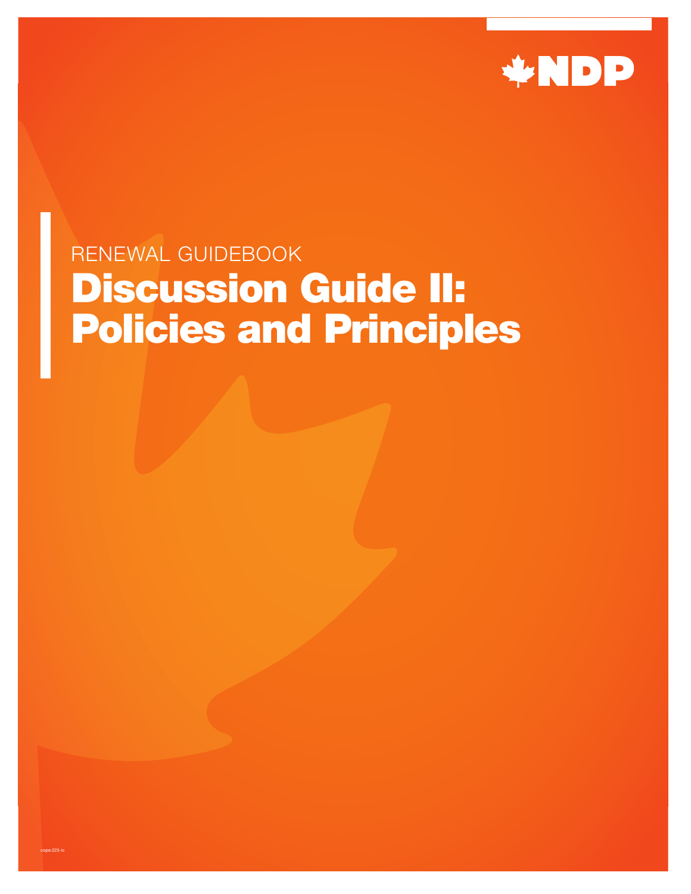NDP

RENEWAL GUIDEBOOK

# Discussion Guide II: Policies and Principles

cope:225-ic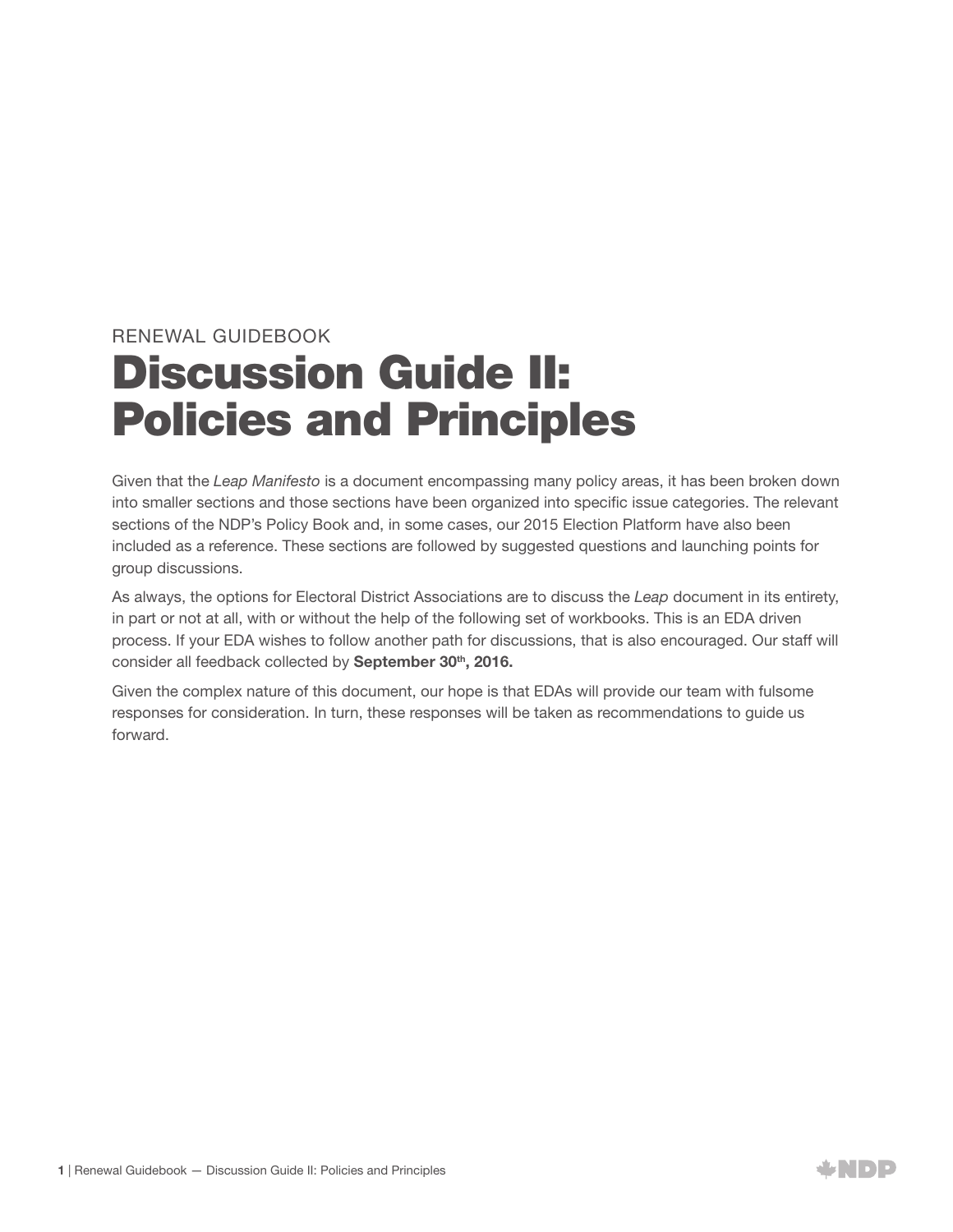RENEWAL GUIDEBOOK

# Discussion Guide II: Policies and Principles

Given that the *Leap Manifesto* is a document encompassing many policy areas, it has been broken down into smaller sections and those sections have been organized into specific issue categories. The relevant sections of the NDP's Policy Book and, in some cases, our 2015 Election Platform have also been included as a reference. These sections are followed by suggested questions and launching points for group discussions.

As always, the options for Electoral District Associations are to discuss the *Leap* document in its entirety, in part or not at all, with or without the help of the following set of workbooks. This is an EDA driven process. If your EDA wishes to follow another path for discussions, that is also encouraged. Our staff will consider all feedback collected by **September 30th, 2016.**

Given the complex nature of this document, our hope is that EDAs will provide our team with fulsome responses for consideration. In turn, these responses will be taken as recommendations to guide us forward.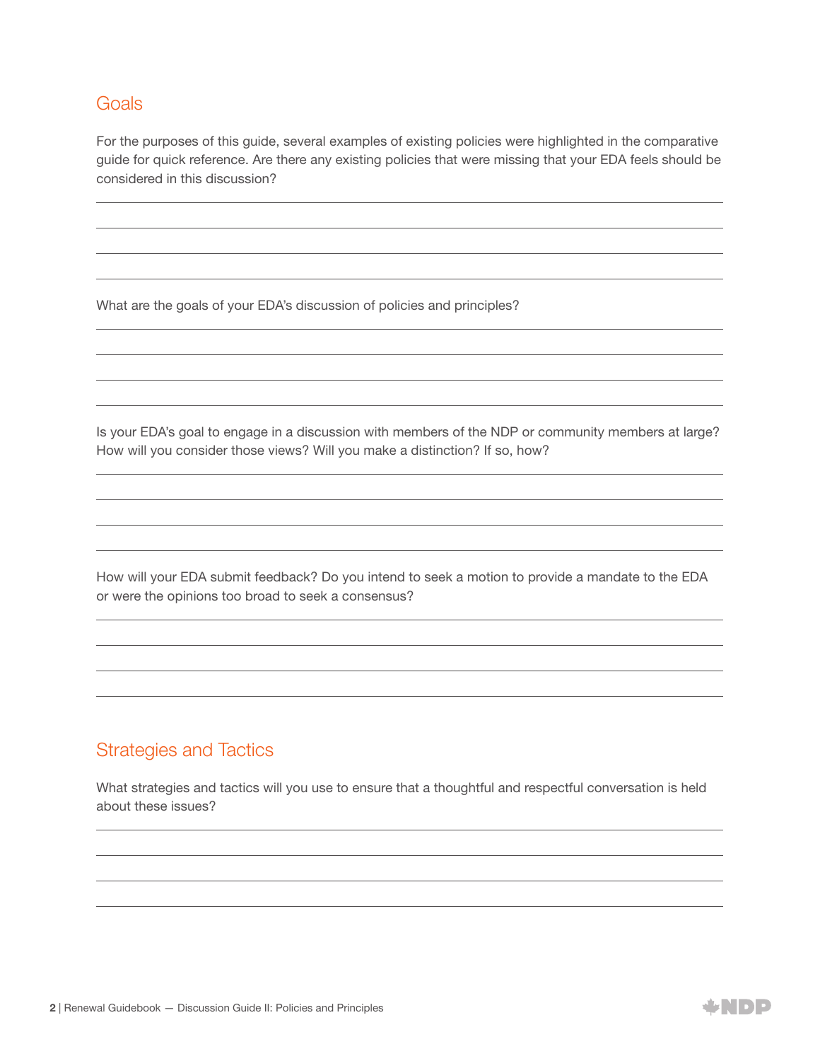## Goals

For the purposes of this guide, several examples of existing policies were highlighted in the comparative guide for quick reference. Are there any existing policies that were missing that your EDA feels should be considered in this discussion?

What are the goals of your EDA's discussion of policies and principles?

Is your EDA's goal to engage in a discussion with members of the NDP or community members at large? How will you consider those views? Will you make a distinction? If so, how?

How will your EDA submit feedback? Do you intend to seek a motion to provide a mandate to the EDA or were the opinions too broad to seek a consensus?

## Strategies and Tactics

What strategies and tactics will you use to ensure that a thoughtful and respectful conversation is held about these issues?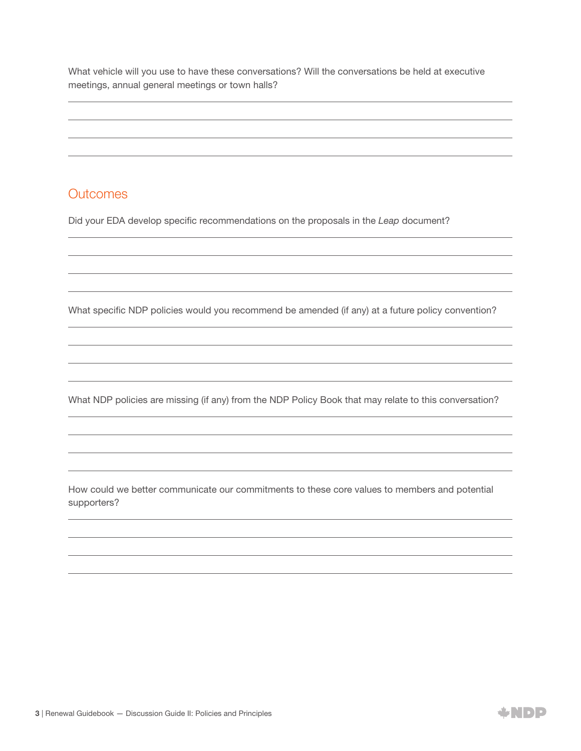What vehicle will you use to have these conversations? Will the conversations be held at executive meetings, annual general meetings or town halls?

## Outcomes

Did your EDA develop specific recommendations on the proposals in the *Leap* document?

What specific NDP policies would you recommend be amended (if any) at a future policy convention?

What NDP policies are missing (if any) from the NDP Policy Book that may relate to this conversation?

How could we better communicate our commitments to these core values to members and potential supporters?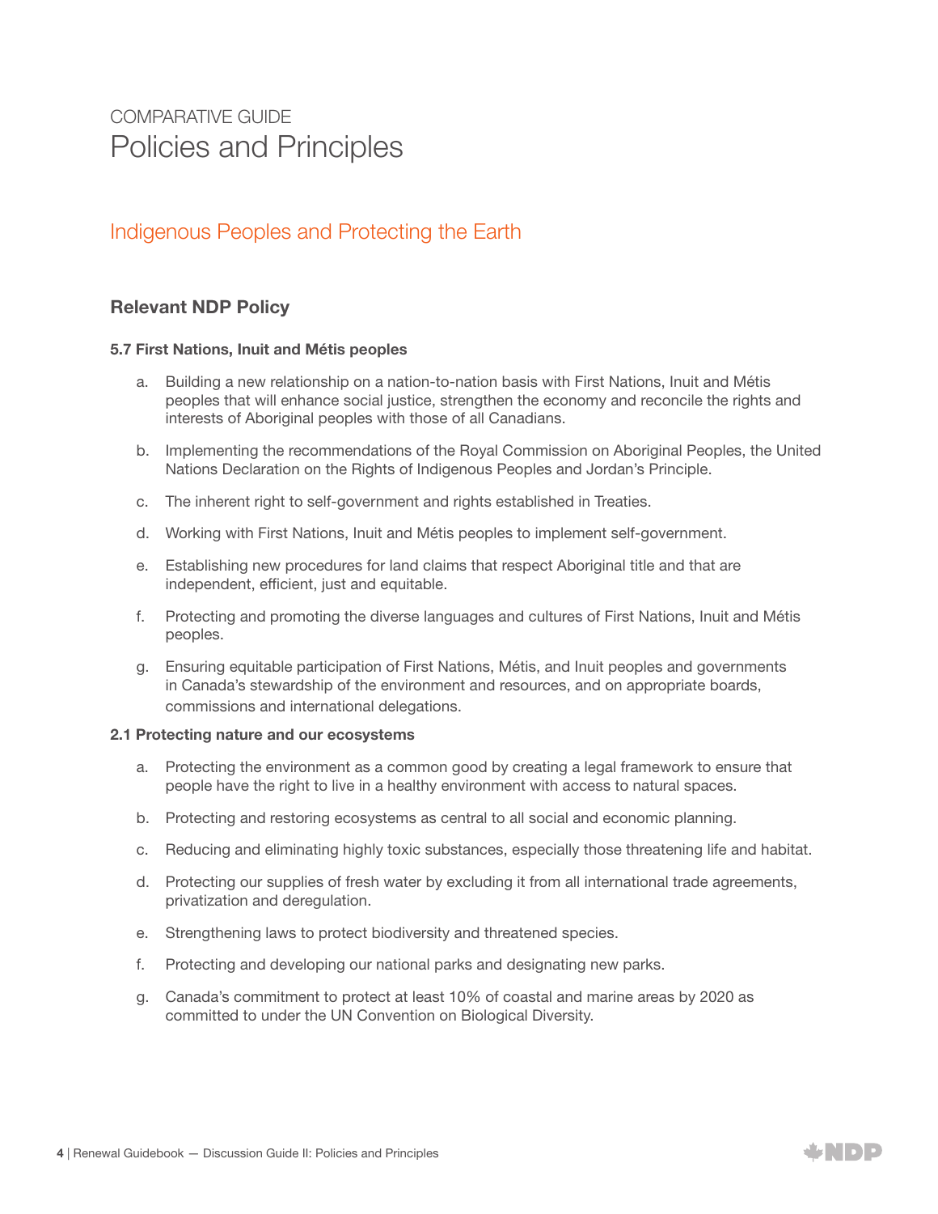# COMPARATIVE GUIDE
# Policies and Principles

## Indigenous Peoples and Protecting the Earth

### Relevant NDP Policy

**5.7 First Nations, Inuit and Métis peoples**

a. Building a new relationship on a nation-to-nation basis with First Nations, Inuit and Métis peoples that will enhance social justice, strengthen the economy and reconcile the rights and interests of Aboriginal peoples with those of all Canadians.

b. Implementing the recommendations of the Royal Commission on Aboriginal Peoples, the United Nations Declaration on the Rights of Indigenous Peoples and Jordan's Principle.

c. The inherent right to self-government and rights established in Treaties.

d. Working with First Nations, Inuit and Métis peoples to implement self-government.

e. Establishing new procedures for land claims that respect Aboriginal title and that are independent, efficient, just and equitable.

f. Protecting and promoting the diverse languages and cultures of First Nations, Inuit and Métis peoples.

g. Ensuring equitable participation of First Nations, Métis, and Inuit peoples and governments in Canada's stewardship of the environment and resources, and on appropriate boards, commissions and international delegations.

**2.1 Protecting nature and our ecosystems**

a. Protecting the environment as a common good by creating a legal framework to ensure that people have the right to live in a healthy environment with access to natural spaces.

b. Protecting and restoring ecosystems as central to all social and economic planning.

c. Reducing and eliminating highly toxic substances, especially those threatening life and habitat.

d. Protecting our supplies of fresh water by excluding it from all international trade agreements, privatization and deregulation.

e. Strengthening laws to protect biodiversity and threatened species.

f. Protecting and developing our national parks and designating new parks.

g. Canada's commitment to protect at least 10% of coastal and marine areas by 2020 as committed to under the UN Convention on Biological Diversity.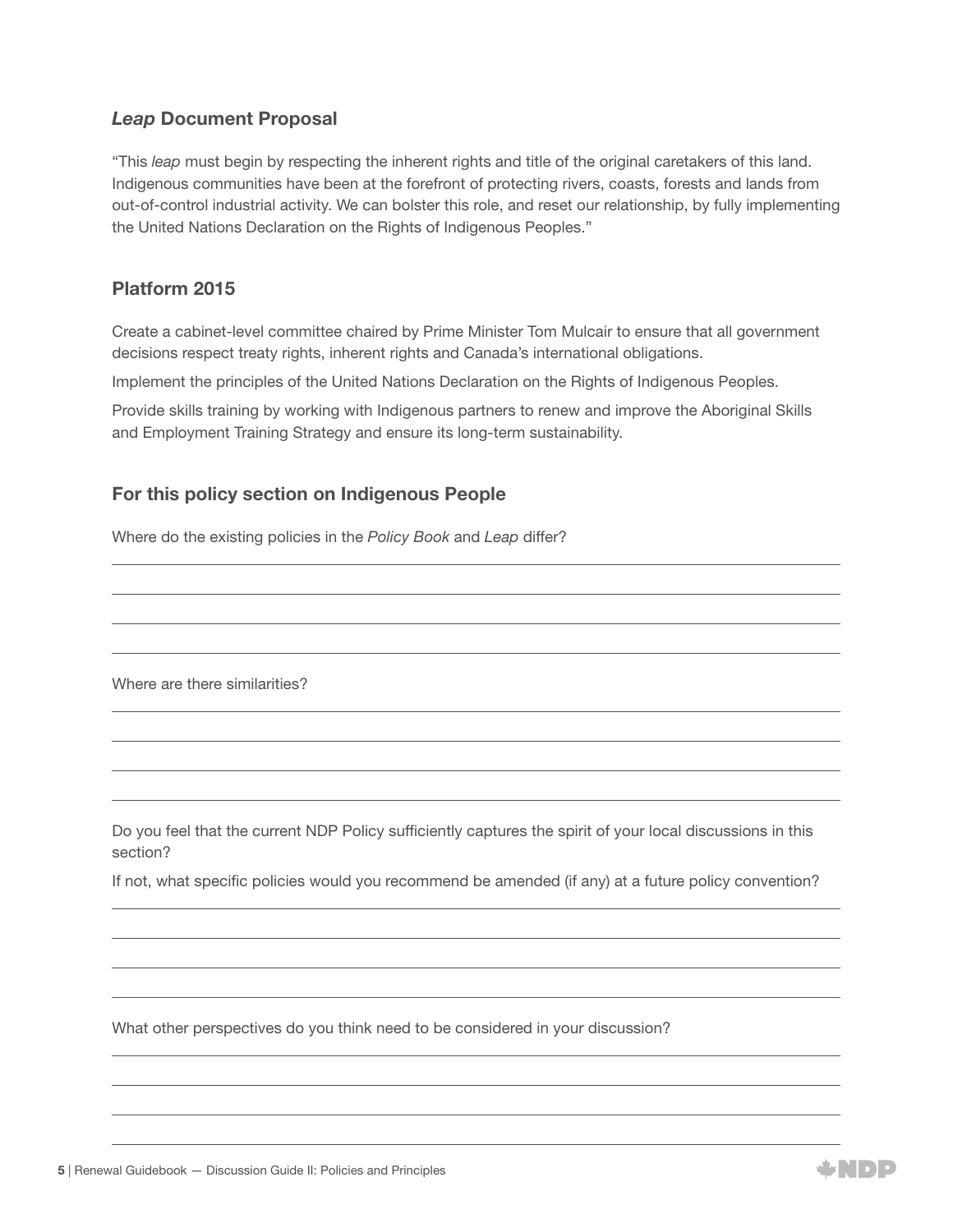## *Leap* Document Proposal

"This *leap* must begin by respecting the inherent rights and title of the original caretakers of this land. Indigenous communities have been at the forefront of protecting rivers, coasts, forests and lands from out-of-control industrial activity. We can bolster this role, and reset our relationship, by fully implementing the United Nations Declaration on the Rights of Indigenous Peoples."

## Platform 2015

Create a cabinet-level committee chaired by Prime Minister Tom Mulcair to ensure that all government decisions respect treaty rights, inherent rights and Canada's international obligations.

Implement the principles of the United Nations Declaration on the Rights of Indigenous Peoples.

Provide skills training by working with Indigenous partners to renew and improve the Aboriginal Skills and Employment Training Strategy and ensure its long-term sustainability.

## For this policy section on Indigenous People

Where do the existing policies in the *Policy Book* and *Leap* differ?

Where are there similarities?

Do you feel that the current NDP Policy sufficiently captures the spirit of your local discussions in this section?

If not, what specific policies would you recommend be amended (if any) at a future policy convention?

What other perspectives do you think need to be considered in your discussion?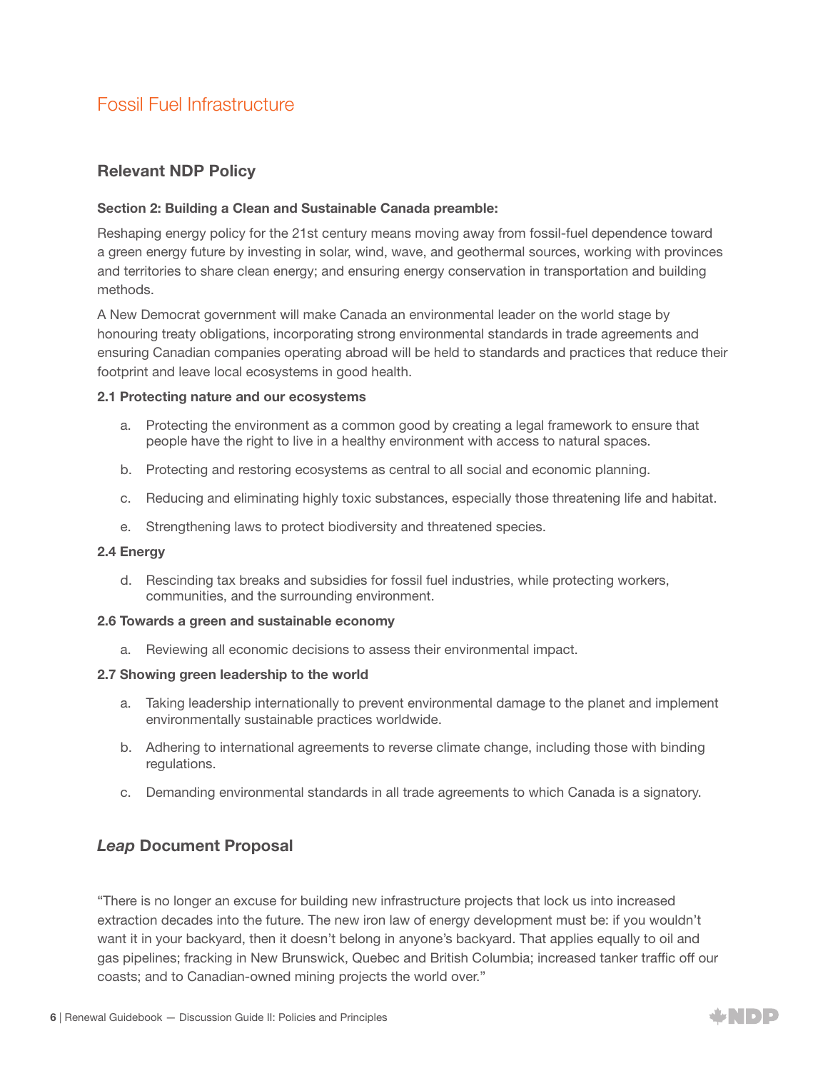# Fossil Fuel Infrastructure

## Relevant NDP Policy

**Section 2: Building a Clean and Sustainable Canada preamble:**

Reshaping energy policy for the 21st century means moving away from fossil-fuel dependence toward a green energy future by investing in solar, wind, wave, and geothermal sources, working with provinces and territories to share clean energy; and ensuring energy conservation in transportation and building methods.

A New Democrat government will make Canada an environmental leader on the world stage by honouring treaty obligations, incorporating strong environmental standards in trade agreements and ensuring Canadian companies operating abroad will be held to standards and practices that reduce their footprint and leave local ecosystems in good health.

**2.1 Protecting nature and our ecosystems**

a. Protecting the environment as a common good by creating a legal framework to ensure that people have the right to live in a healthy environment with access to natural spaces.

b. Protecting and restoring ecosystems as central to all social and economic planning.

c. Reducing and eliminating highly toxic substances, especially those threatening life and habitat.

e. Strengthening laws to protect biodiversity and threatened species.

**2.4 Energy**

d. Rescinding tax breaks and subsidies for fossil fuel industries, while protecting workers, communities, and the surrounding environment.

**2.6 Towards a green and sustainable economy**

a. Reviewing all economic decisions to assess their environmental impact.

**2.7 Showing green leadership to the world**

a. Taking leadership internationally to prevent environmental damage to the planet and implement environmentally sustainable practices worldwide.

b. Adhering to international agreements to reverse climate change, including those with binding regulations.

c. Demanding environmental standards in all trade agreements to which Canada is a signatory.

## *Leap* Document Proposal

"There is no longer an excuse for building new infrastructure projects that lock us into increased extraction decades into the future. The new iron law of energy development must be: if you wouldn't want it in your backyard, then it doesn't belong in anyone's backyard. That applies equally to oil and gas pipelines; fracking in New Brunswick, Quebec and British Columbia; increased tanker traffic off our coasts; and to Canadian-owned mining projects the world over."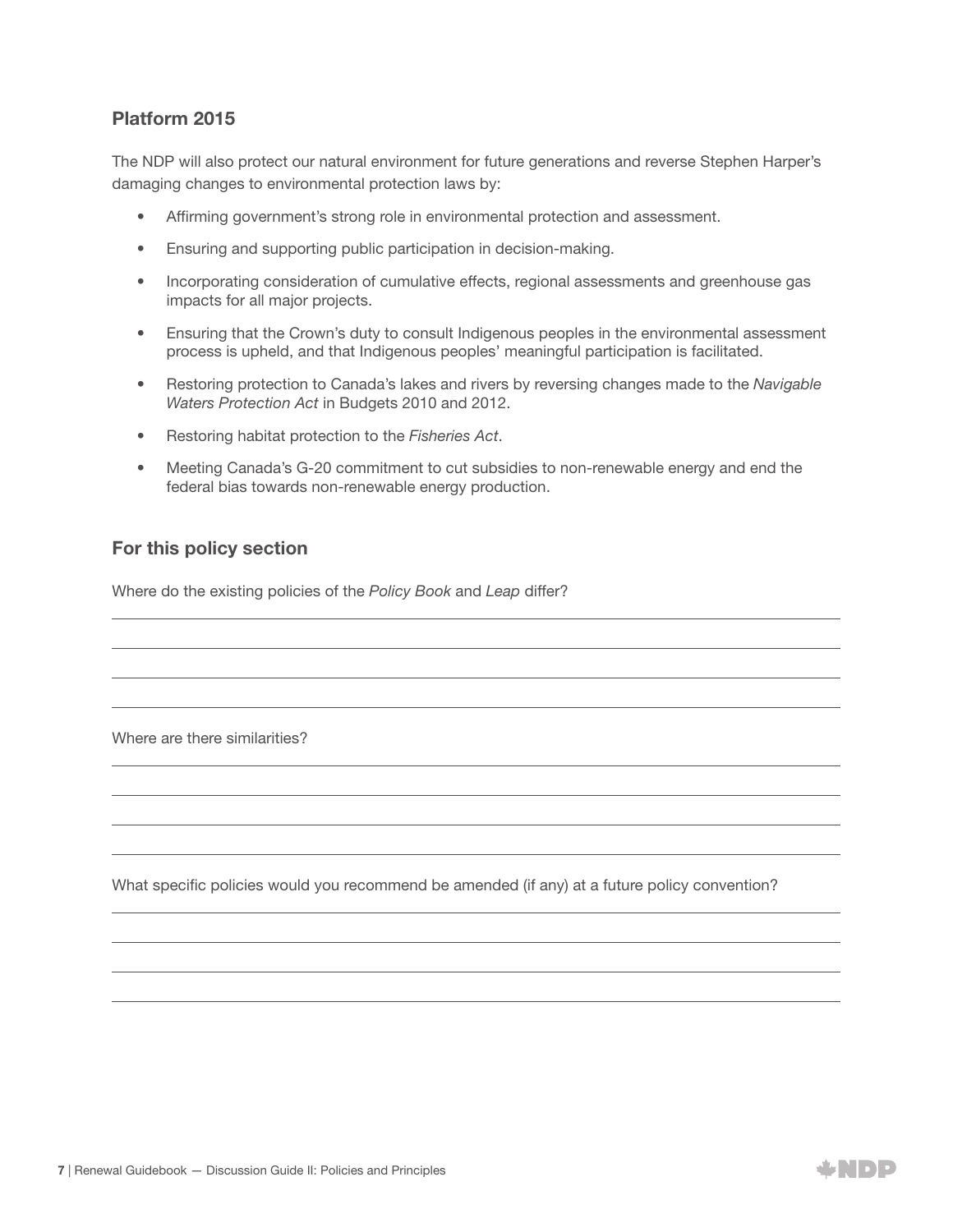### Platform 2015

The NDP will also protect our natural environment for future generations and reverse Stephen Harper's damaging changes to environmental protection laws by:

- Affirming government's strong role in environmental protection and assessment.
- Ensuring and supporting public participation in decision-making.
- Incorporating consideration of cumulative effects, regional assessments and greenhouse gas impacts for all major projects.
- Ensuring that the Crown's duty to consult Indigenous peoples in the environmental assessment process is upheld, and that Indigenous peoples' meaningful participation is facilitated.
- Restoring protection to Canada's lakes and rivers by reversing changes made to the *Navigable Waters Protection Act* in Budgets 2010 and 2012.
- Restoring habitat protection to the *Fisheries Act*.
- Meeting Canada's G-20 commitment to cut subsidies to non-renewable energy and end the federal bias towards non-renewable energy production.

### For this policy section

Where do the existing policies of the *Policy Book* and *Leap* differ?

Where are there similarities?

What specific policies would you recommend be amended (if any) at a future policy convention?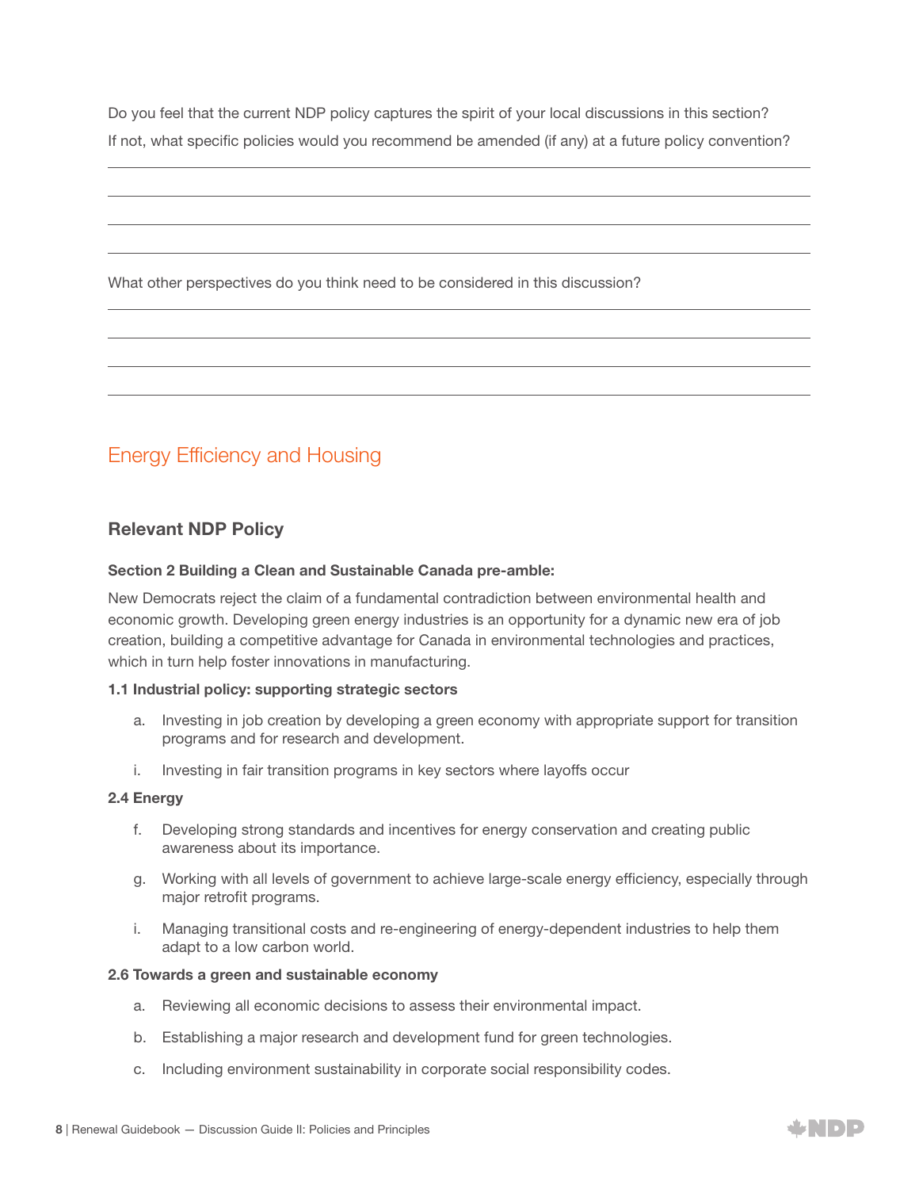Do you feel that the current NDP policy captures the spirit of your local discussions in this section?

If not, what specific policies would you recommend be amended (if any) at a future policy convention?

What other perspectives do you think need to be considered in this discussion?

## Energy Efficiency and Housing

### Relevant NDP Policy

**Section 2 Building a Clean and Sustainable Canada pre-amble:**

New Democrats reject the claim of a fundamental contradiction between environmental health and economic growth. Developing green energy industries is an opportunity for a dynamic new era of job creation, building a competitive advantage for Canada in environmental technologies and practices, which in turn help foster innovations in manufacturing.

**1.1 Industrial policy: supporting strategic sectors**

a. Investing in job creation by developing a green economy with appropriate support for transition programs and for research and development.

i. Investing in fair transition programs in key sectors where layoffs occur

**2.4 Energy**

f. Developing strong standards and incentives for energy conservation and creating public awareness about its importance.

g. Working with all levels of government to achieve large-scale energy efficiency, especially through major retrofit programs.

i. Managing transitional costs and re-engineering of energy-dependent industries to help them adapt to a low carbon world.

**2.6 Towards a green and sustainable economy**

a. Reviewing all economic decisions to assess their environmental impact.

b. Establishing a major research and development fund for green technologies.

c. Including environment sustainability in corporate social responsibility codes.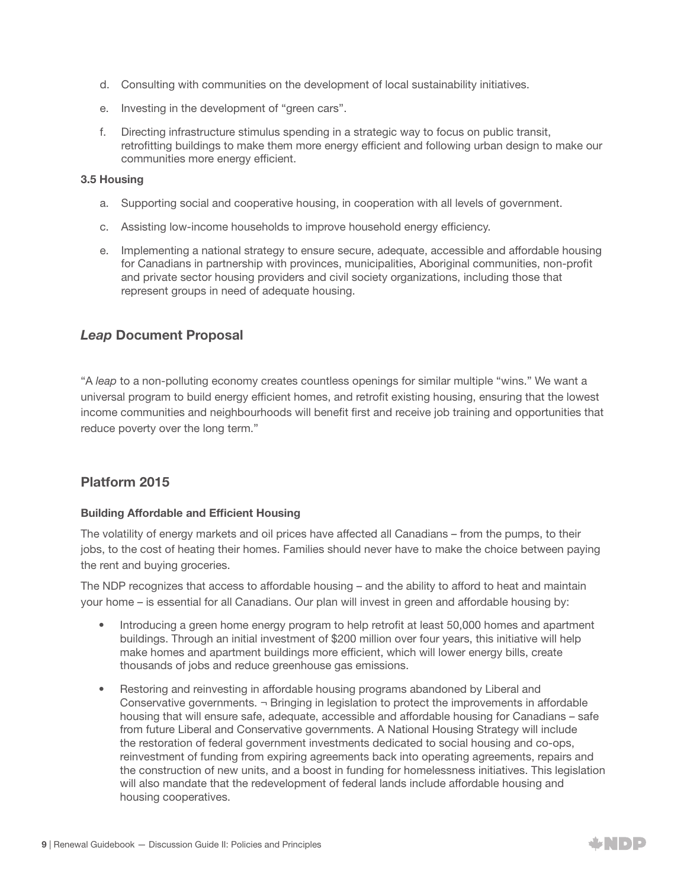d. Consulting with communities on the development of local sustainability initiatives.

e. Investing in the development of "green cars".

f. Directing infrastructure stimulus spending in a strategic way to focus on public transit, retrofitting buildings to make them more energy efficient and following urban design to make our communities more energy efficient.

**3.5 Housing**

a. Supporting social and cooperative housing, in cooperation with all levels of government.

c. Assisting low-income households to improve household energy efficiency.

e. Implementing a national strategy to ensure secure, adequate, accessible and affordable housing for Canadians in partnership with provinces, municipalities, Aboriginal communities, non-profit and private sector housing providers and civil society organizations, including those that represent groups in need of adequate housing.

## *Leap* Document Proposal

"A *leap* to a non-polluting economy creates countless openings for similar multiple "wins." We want a universal program to build energy efficient homes, and retrofit existing housing, ensuring that the lowest income communities and neighbourhoods will benefit first and receive job training and opportunities that reduce poverty over the long term."

## Platform 2015

**Building Affordable and Efficient Housing**

The volatility of energy markets and oil prices have affected all Canadians – from the pumps, to their jobs, to the cost of heating their homes. Families should never have to make the choice between paying the rent and buying groceries.

The NDP recognizes that access to affordable housing – and the ability to afford to heat and maintain your home – is essential for all Canadians. Our plan will invest in green and affordable housing by:

- Introducing a green home energy program to help retrofit at least 50,000 homes and apartment buildings. Through an initial investment of $200 million over four years, this initiative will help make homes and apartment buildings more efficient, which will lower energy bills, create thousands of jobs and reduce greenhouse gas emissions.
- Restoring and reinvesting in affordable housing programs abandoned by Liberal and Conservative governments. ¬ Bringing in legislation to protect the improvements in affordable housing that will ensure safe, adequate, accessible and affordable housing for Canadians – safe from future Liberal and Conservative governments. A National Housing Strategy will include the restoration of federal government investments dedicated to social housing and co-ops, reinvestment of funding from expiring agreements back into operating agreements, repairs and the construction of new units, and a boost in funding for homelessness initiatives. This legislation will also mandate that the redevelopment of federal lands include affordable housing and housing cooperatives.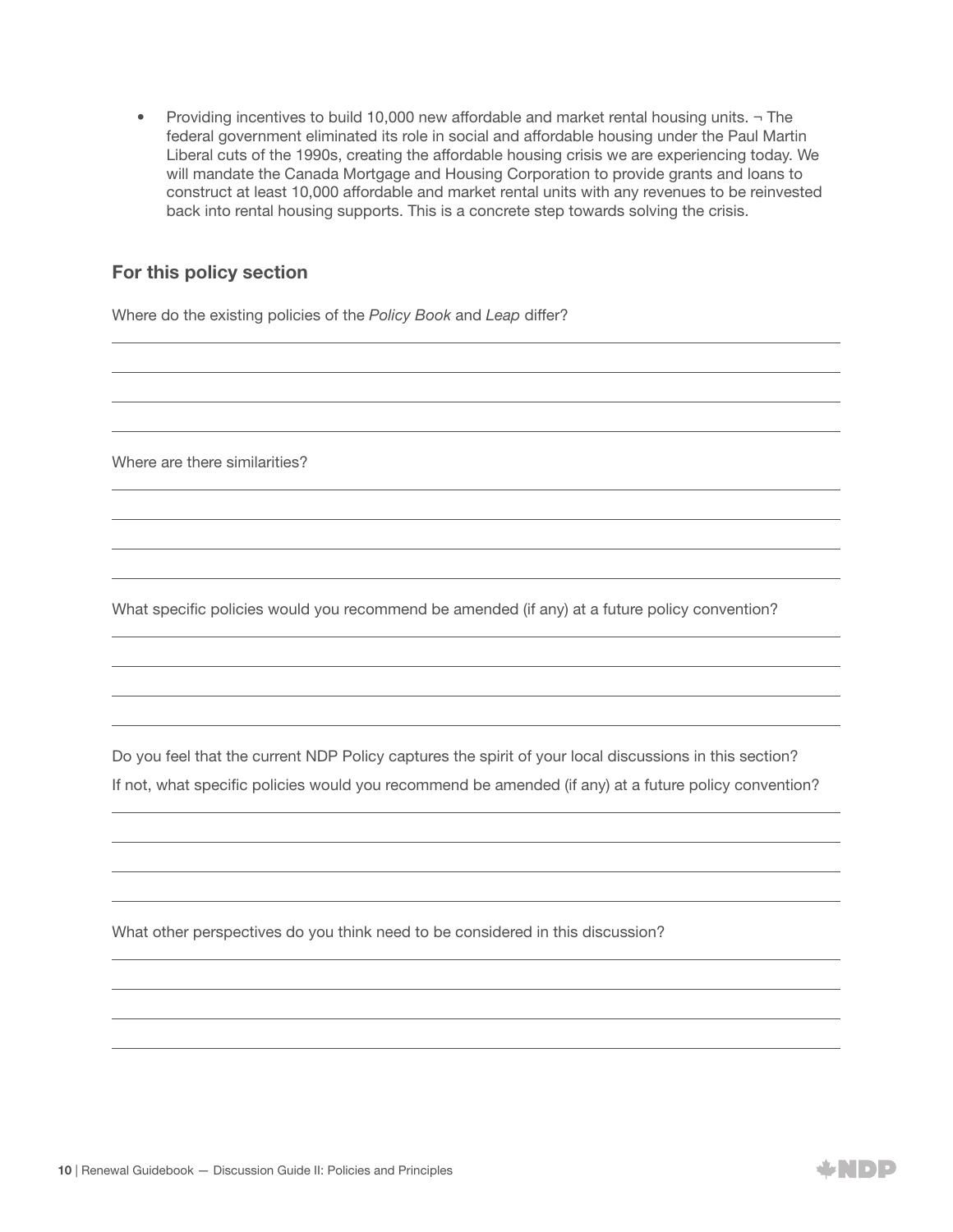- Providing incentives to build 10,000 new affordable and market rental housing units. ¬ The federal government eliminated its role in social and affordable housing under the Paul Martin Liberal cuts of the 1990s, creating the affordable housing crisis we are experiencing today. We will mandate the Canada Mortgage and Housing Corporation to provide grants and loans to construct at least 10,000 affordable and market rental units with any revenues to be reinvested back into rental housing supports. This is a concrete step towards solving the crisis.

### For this policy section

Where do the existing policies of the *Policy Book* and *Leap* differ?

Where are there similarities?

What specific policies would you recommend be amended (if any) at a future policy convention?

Do you feel that the current NDP Policy captures the spirit of your local discussions in this section?

If not, what specific policies would you recommend be amended (if any) at a future policy convention?

What other perspectives do you think need to be considered in this discussion?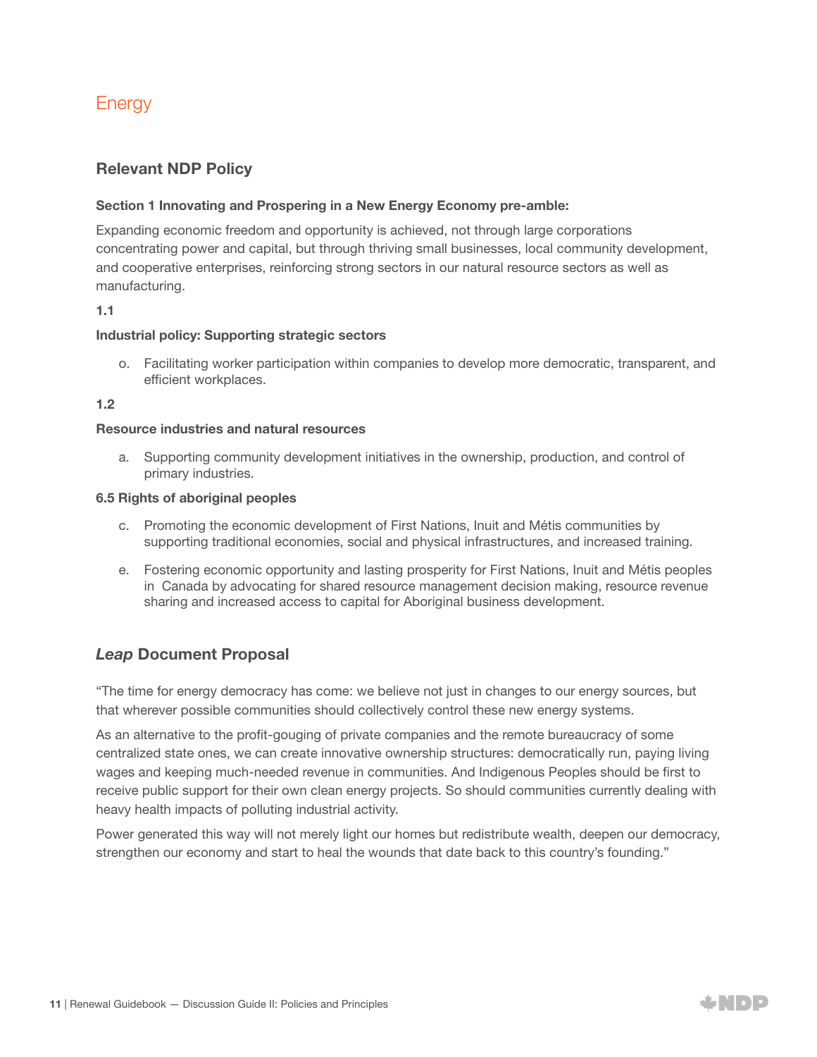# Energy

## Relevant NDP Policy

**Section 1 Innovating and Prospering in a New Energy Economy pre-amble:**

Expanding economic freedom and opportunity is achieved, not through large corporations concentrating power and capital, but through thriving small businesses, local community development, and cooperative enterprises, reinforcing strong sectors in our natural resource sectors as well as manufacturing.

**1.1**

**Industrial policy: Supporting strategic sectors**

o. Facilitating worker participation within companies to develop more democratic, transparent, and efficient workplaces.

**1.2**

**Resource industries and natural resources**

a. Supporting community development initiatives in the ownership, production, and control of primary industries.

**6.5 Rights of aboriginal peoples**

c. Promoting the economic development of First Nations, Inuit and Métis communities by supporting traditional economies, social and physical infrastructures, and increased training.

e. Fostering economic opportunity and lasting prosperity for First Nations, Inuit and Métis peoples in Canada by advocating for shared resource management decision making, resource revenue sharing and increased access to capital for Aboriginal business development.

## *Leap* Document Proposal

"The time for energy democracy has come: we believe not just in changes to our energy sources, but that wherever possible communities should collectively control these new energy systems.

As an alternative to the profit-gouging of private companies and the remote bureaucracy of some centralized state ones, we can create innovative ownership structures: democratically run, paying living wages and keeping much-needed revenue in communities. And Indigenous Peoples should be first to receive public support for their own clean energy projects. So should communities currently dealing with heavy health impacts of polluting industrial activity.

Power generated this way will not merely light our homes but redistribute wealth, deepen our democracy, strengthen our economy and start to heal the wounds that date back to this country's founding."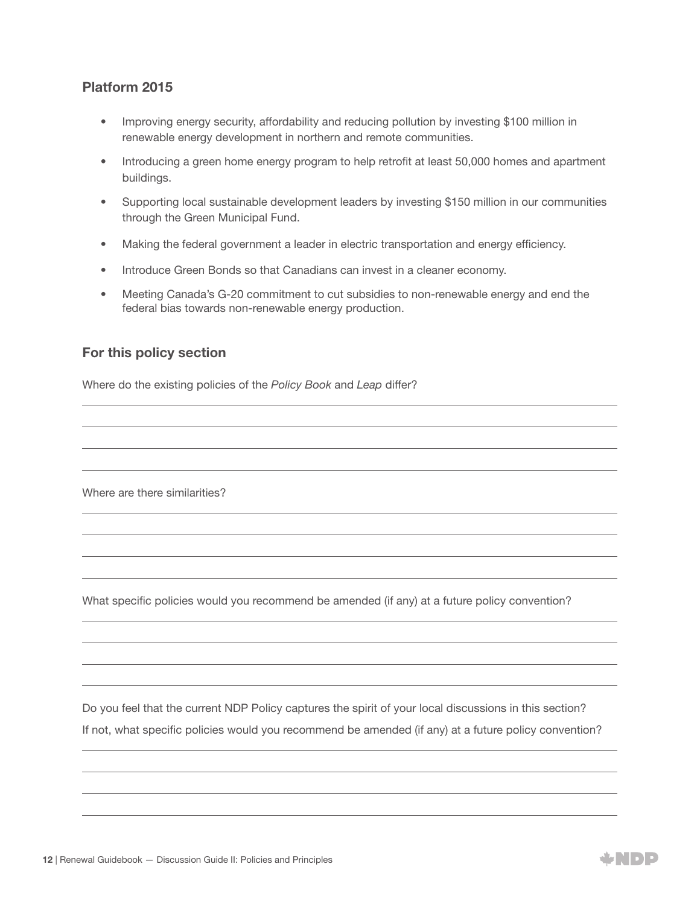### Platform 2015

- Improving energy security, affordability and reducing pollution by investing $100 million in renewable energy development in northern and remote communities.
- Introducing a green home energy program to help retrofit at least 50,000 homes and apartment buildings.
- Supporting local sustainable development leaders by investing $150 million in our communities through the Green Municipal Fund.
- Making the federal government a leader in electric transportation and energy efficiency.
- Introduce Green Bonds so that Canadians can invest in a cleaner economy.
- Meeting Canada's G-20 commitment to cut subsidies to non-renewable energy and end the federal bias towards non-renewable energy production.

### For this policy section

Where do the existing policies of the *Policy Book* and *Leap* differ?

Where are there similarities?

What specific policies would you recommend be amended (if any) at a future policy convention?

Do you feel that the current NDP Policy captures the spirit of your local discussions in this section?

If not, what specific policies would you recommend be amended (if any) at a future policy convention?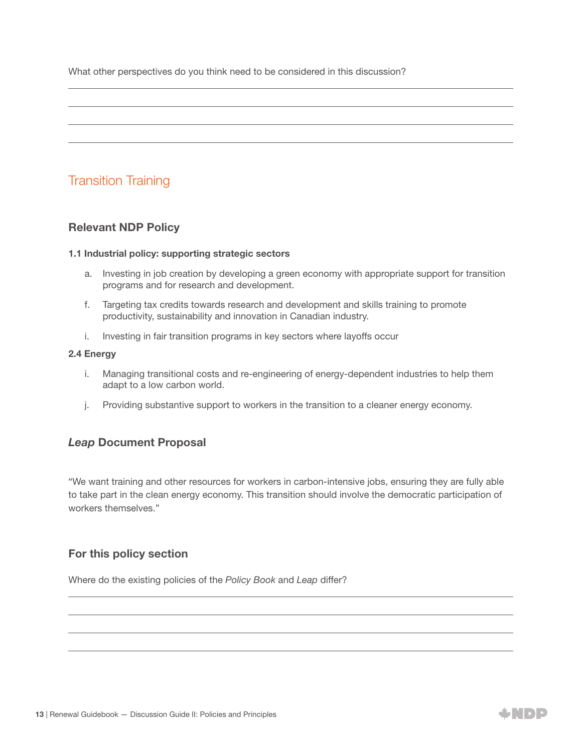What other perspectives do you think need to be considered in this discussion?

## Transition Training

### Relevant NDP Policy

**1.1 Industrial policy: supporting strategic sectors**

a. Investing in job creation by developing a green economy with appropriate support for transition programs and for research and development.

f. Targeting tax credits towards research and development and skills training to promote productivity, sustainability and innovation in Canadian industry.

i. Investing in fair transition programs in key sectors where layoffs occur

**2.4 Energy**

i. Managing transitional costs and re-engineering of energy-dependent industries to help them adapt to a low carbon world.

j. Providing substantive support to workers in the transition to a cleaner energy economy.

### *Leap* Document Proposal

"We want training and other resources for workers in carbon-intensive jobs, ensuring they are fully able to take part in the clean energy economy. This transition should involve the democratic participation of workers themselves."

### For this policy section

Where do the existing policies of the *Policy Book* and *Leap* differ?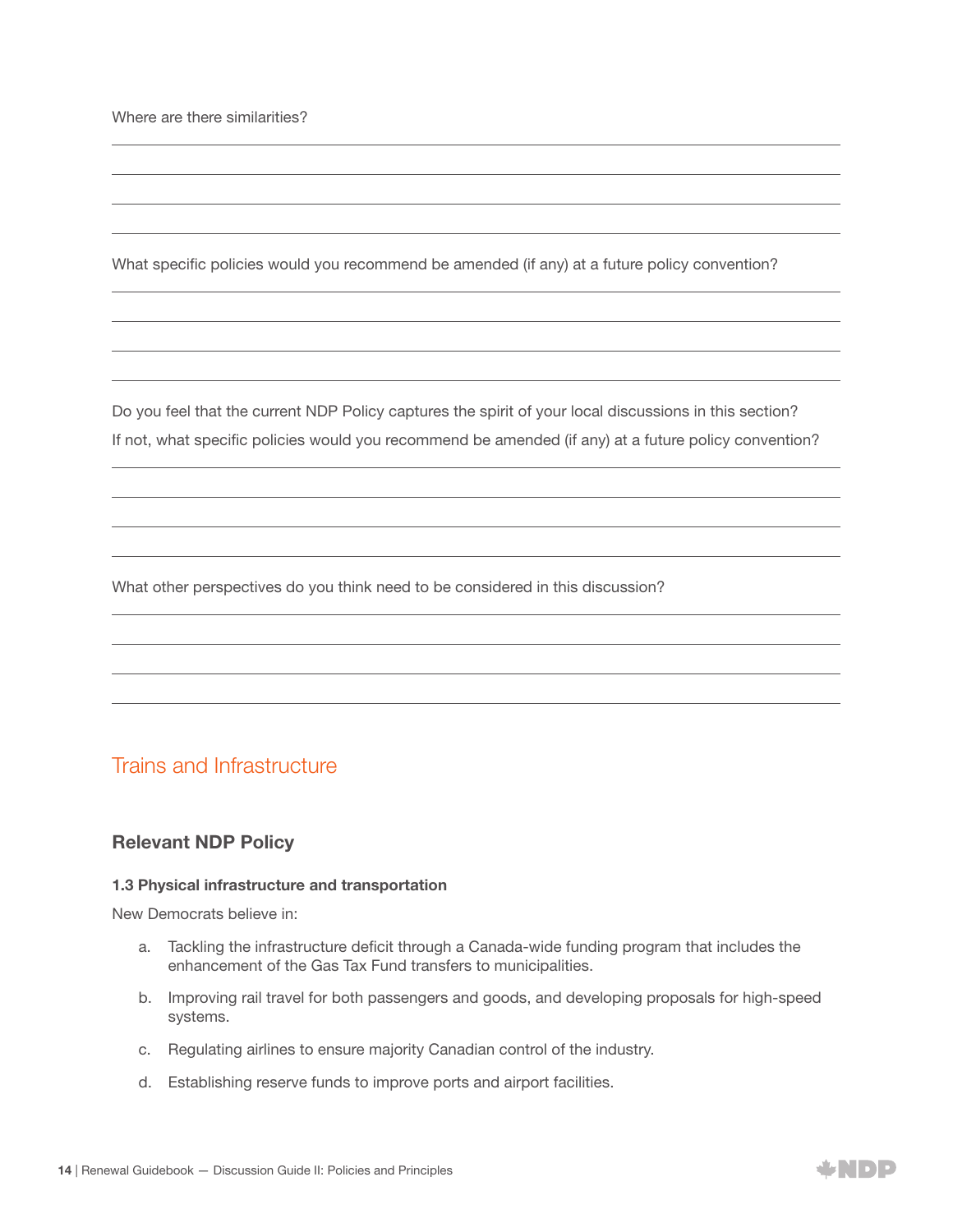Where are there similarities?

What specific policies would you recommend be amended (if any) at a future policy convention?

Do you feel that the current NDP Policy captures the spirit of your local discussions in this section?

If not, what specific policies would you recommend be amended (if any) at a future policy convention?

What other perspectives do you think need to be considered in this discussion?

## Trains and Infrastructure

### Relevant NDP Policy

#### 1.3 Physical infrastructure and transportation

New Democrats believe in:

a. Tackling the infrastructure deficit through a Canada-wide funding program that includes the enhancement of the Gas Tax Fund transfers to municipalities.

b. Improving rail travel for both passengers and goods, and developing proposals for high-speed systems.

c. Regulating airlines to ensure majority Canadian control of the industry.

d. Establishing reserve funds to improve ports and airport facilities.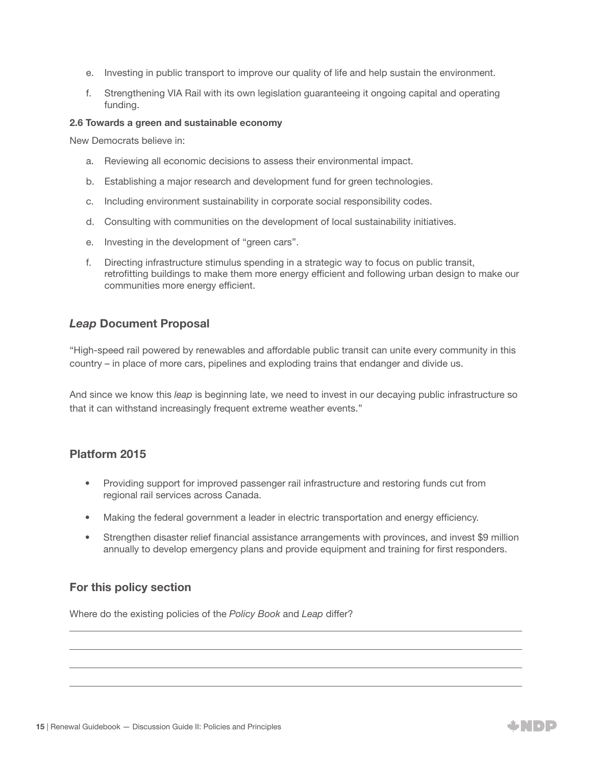e. Investing in public transport to improve our quality of life and help sustain the environment.

f. Strengthening VIA Rail with its own legislation guaranteeing it ongoing capital and operating funding.

**2.6 Towards a green and sustainable economy**

New Democrats believe in:

a. Reviewing all economic decisions to assess their environmental impact.

b. Establishing a major research and development fund for green technologies.

c. Including environment sustainability in corporate social responsibility codes.

d. Consulting with communities on the development of local sustainability initiatives.

e. Investing in the development of "green cars".

f. Directing infrastructure stimulus spending in a strategic way to focus on public transit, retrofitting buildings to make them more energy efficient and following urban design to make our communities more energy efficient.

## *Leap* Document Proposal

"High-speed rail powered by renewables and affordable public transit can unite every community in this country – in place of more cars, pipelines and exploding trains that endanger and divide us.

And since we know this *leap* is beginning late, we need to invest in our decaying public infrastructure so that it can withstand increasingly frequent extreme weather events."

## Platform 2015

- Providing support for improved passenger rail infrastructure and restoring funds cut from regional rail services across Canada.
- Making the federal government a leader in electric transportation and energy efficiency.
- Strengthen disaster relief financial assistance arrangements with provinces, and invest $9 million annually to develop emergency plans and provide equipment and training for first responders.

## For this policy section

Where do the existing policies of the *Policy Book* and *Leap* differ?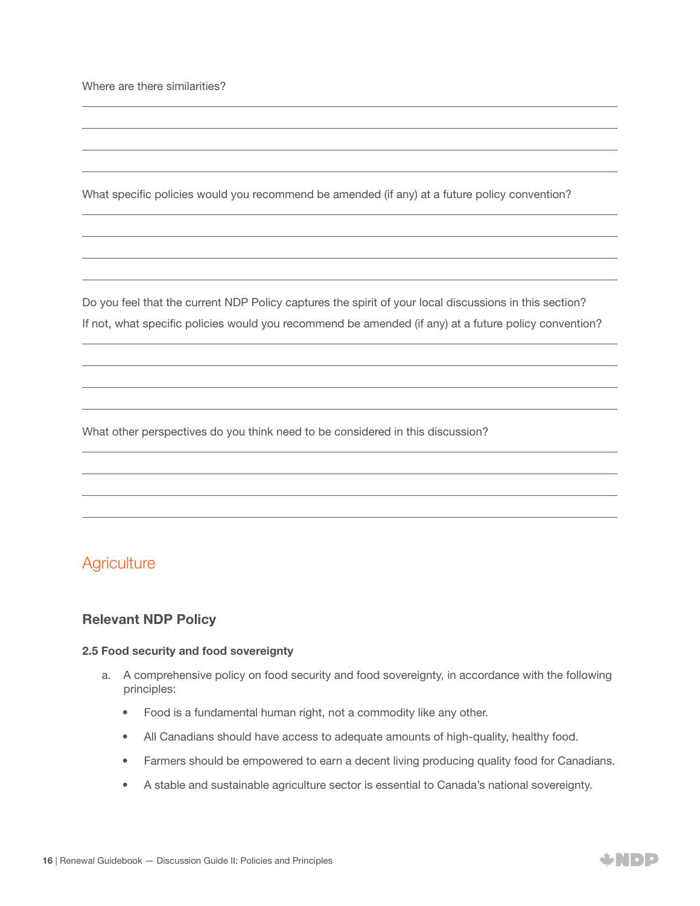Where are there similarities?

What specific policies would you recommend be amended (if any) at a future policy convention?

Do you feel that the current NDP Policy captures the spirit of your local discussions in this section?
If not, what specific policies would you recommend be amended (if any) at a future policy convention?

What other perspectives do you think need to be considered in this discussion?

## Agriculture

### Relevant NDP Policy

#### 2.5 Food security and food sovereignty

a. A comprehensive policy on food security and food sovereignty, in accordance with the following principles:

- Food is a fundamental human right, not a commodity like any other.
- All Canadians should have access to adequate amounts of high-quality, healthy food.
- Farmers should be empowered to earn a decent living producing quality food for Canadians.
- A stable and sustainable agriculture sector is essential to Canada's national sovereignty.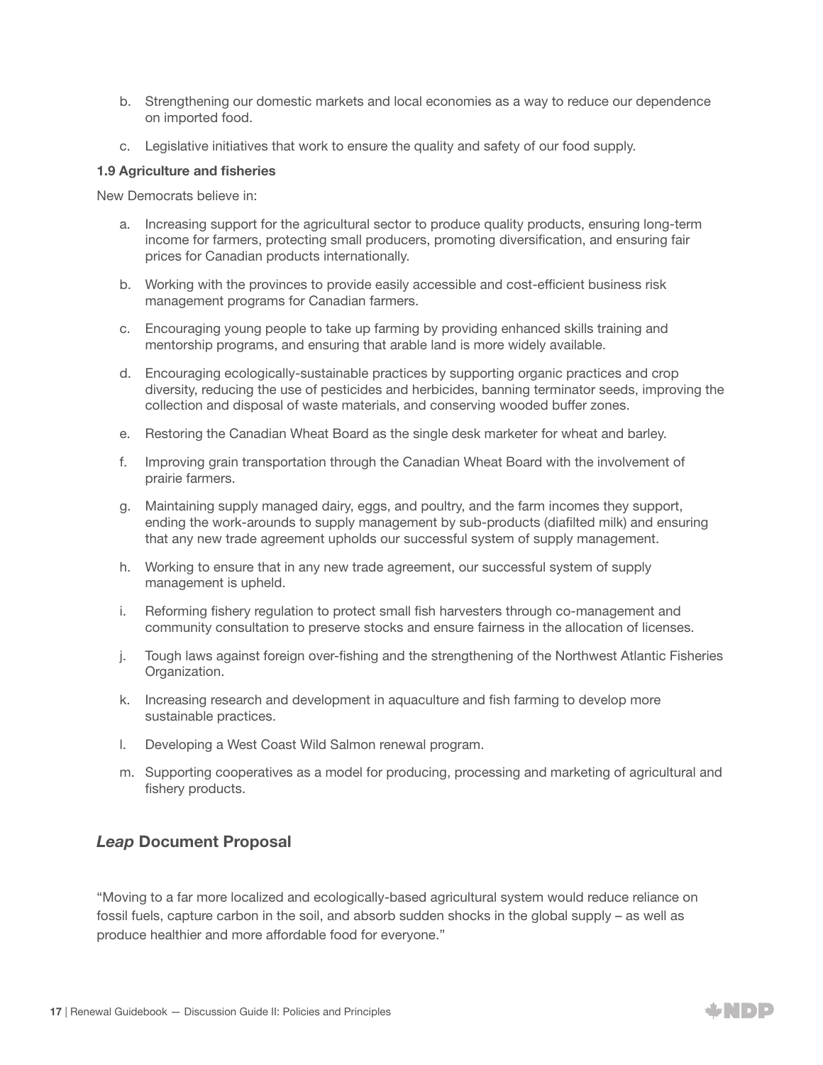b. Strengthening our domestic markets and local economies as a way to reduce our dependence on imported food.

c. Legislative initiatives that work to ensure the quality and safety of our food supply.

**1.9 Agriculture and fisheries**

New Democrats believe in:

a. Increasing support for the agricultural sector to produce quality products, ensuring long-term income for farmers, protecting small producers, promoting diversification, and ensuring fair prices for Canadian products internationally.

b. Working with the provinces to provide easily accessible and cost-efficient business risk management programs for Canadian farmers.

c. Encouraging young people to take up farming by providing enhanced skills training and mentorship programs, and ensuring that arable land is more widely available.

d. Encouraging ecologically-sustainable practices by supporting organic practices and crop diversity, reducing the use of pesticides and herbicides, banning terminator seeds, improving the collection and disposal of waste materials, and conserving wooded buffer zones.

e. Restoring the Canadian Wheat Board as the single desk marketer for wheat and barley.

f. Improving grain transportation through the Canadian Wheat Board with the involvement of prairie farmers.

g. Maintaining supply managed dairy, eggs, and poultry, and the farm incomes they support, ending the work-arounds to supply management by sub-products (diafilted milk) and ensuring that any new trade agreement upholds our successful system of supply management.

h. Working to ensure that in any new trade agreement, our successful system of supply management is upheld.

i. Reforming fishery regulation to protect small fish harvesters through co-management and community consultation to preserve stocks and ensure fairness in the allocation of licenses.

j. Tough laws against foreign over-fishing and the strengthening of the Northwest Atlantic Fisheries Organization.

k. Increasing research and development in aquaculture and fish farming to develop more sustainable practices.

l. Developing a West Coast Wild Salmon renewal program.

m. Supporting cooperatives as a model for producing, processing and marketing of agricultural and fishery products.

## *Leap* Document Proposal

"Moving to a far more localized and ecologically-based agricultural system would reduce reliance on fossil fuels, capture carbon in the soil, and absorb sudden shocks in the global supply – as well as produce healthier and more affordable food for everyone."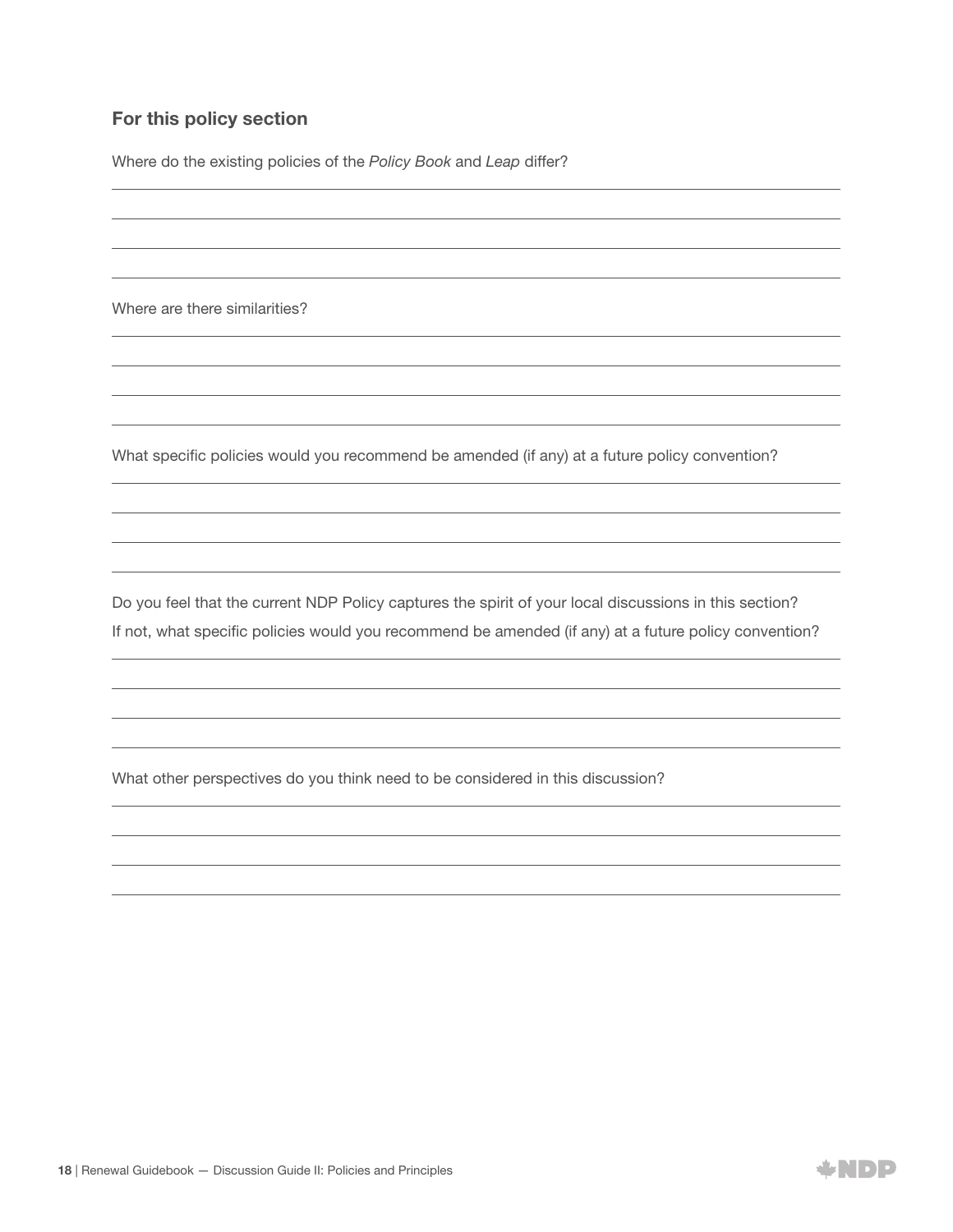## For this policy section

Where do the existing policies of the *Policy Book* and *Leap* differ?

Where are there similarities?

What specific policies would you recommend be amended (if any) at a future policy convention?

Do you feel that the current NDP Policy captures the spirit of your local discussions in this section? If not, what specific policies would you recommend be amended (if any) at a future policy convention?

What other perspectives do you think need to be considered in this discussion?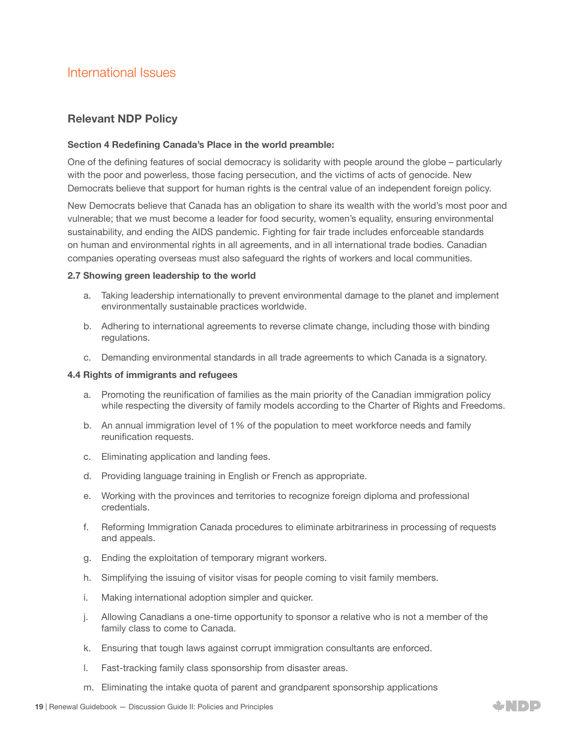# International Issues

## Relevant NDP Policy

**Section 4 Redefining Canada's Place in the world preamble:**

One of the defining features of social democracy is solidarity with people around the globe – particularly with the poor and powerless, those facing persecution, and the victims of acts of genocide. New Democrats believe that support for human rights is the central value of an independent foreign policy.

New Democrats believe that Canada has an obligation to share its wealth with the world's most poor and vulnerable; that we must become a leader for food security, women's equality, ensuring environmental sustainability, and ending the AIDS pandemic. Fighting for fair trade includes enforceable standards on human and environmental rights in all agreements, and in all international trade bodies. Canadian companies operating overseas must also safeguard the rights of workers and local communities.

**2.7 Showing green leadership to the world**

a. Taking leadership internationally to prevent environmental damage to the planet and implement environmentally sustainable practices worldwide.

b. Adhering to international agreements to reverse climate change, including those with binding regulations.

c. Demanding environmental standards in all trade agreements to which Canada is a signatory.

**4.4 Rights of immigrants and refugees**

a. Promoting the reunification of families as the main priority of the Canadian immigration policy while respecting the diversity of family models according to the Charter of Rights and Freedoms.

b. An annual immigration level of 1% of the population to meet workforce needs and family reunification requests.

c. Eliminating application and landing fees.

d. Providing language training in English or French as appropriate.

e. Working with the provinces and territories to recognize foreign diploma and professional credentials.

f. Reforming Immigration Canada procedures to eliminate arbitrariness in processing of requests and appeals.

g. Ending the exploitation of temporary migrant workers.

h. Simplifying the issuing of visitor visas for people coming to visit family members.

i. Making international adoption simpler and quicker.

j. Allowing Canadians a one-time opportunity to sponsor a relative who is not a member of the family class to come to Canada.

k. Ensuring that tough laws against corrupt immigration consultants are enforced.

l. Fast-tracking family class sponsorship from disaster areas.

m. Eliminating the intake quota of parent and grandparent sponsorship applications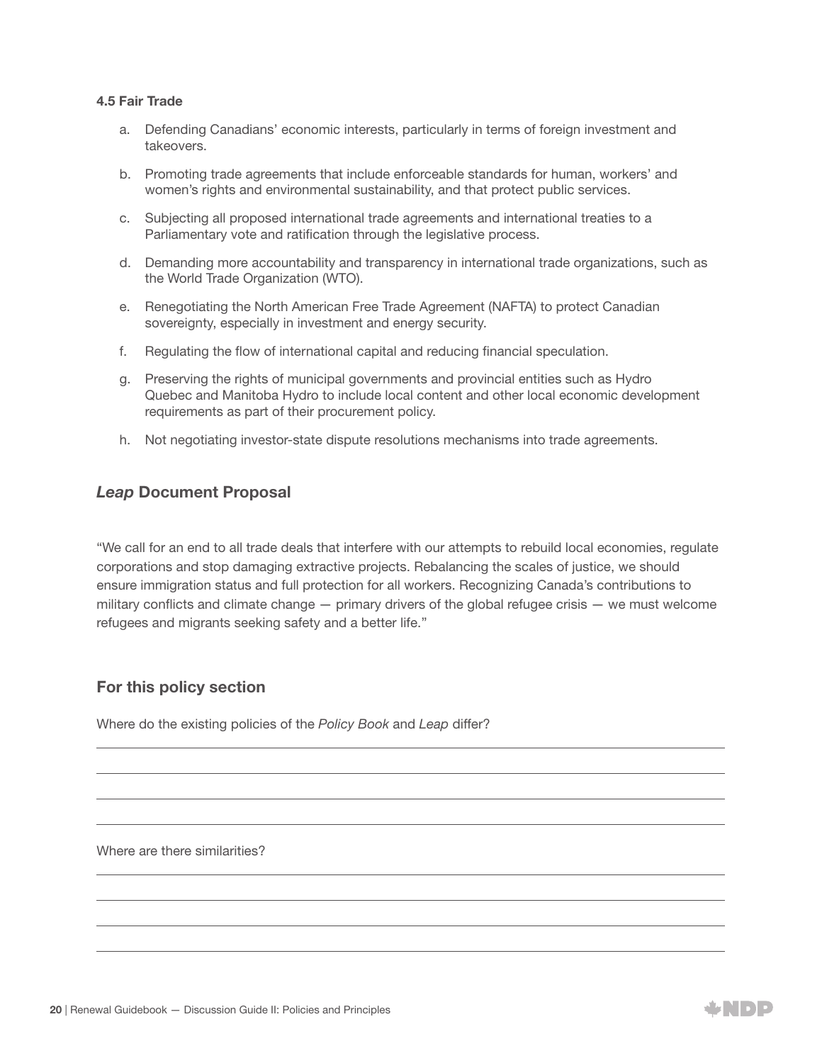#### 4.5 Fair Trade

a. Defending Canadians' economic interests, particularly in terms of foreign investment and takeovers.

b. Promoting trade agreements that include enforceable standards for human, workers' and women's rights and environmental sustainability, and that protect public services.

c. Subjecting all proposed international trade agreements and international treaties to a Parliamentary vote and ratification through the legislative process.

d. Demanding more accountability and transparency in international trade organizations, such as the World Trade Organization (WTO).

e. Renegotiating the North American Free Trade Agreement (NAFTA) to protect Canadian sovereignty, especially in investment and energy security.

f. Regulating the flow of international capital and reducing financial speculation.

g. Preserving the rights of municipal governments and provincial entities such as Hydro Quebec and Manitoba Hydro to include local content and other local economic development requirements as part of their procurement policy.

h. Not negotiating investor-state dispute resolutions mechanisms into trade agreements.

## *Leap* Document Proposal

"We call for an end to all trade deals that interfere with our attempts to rebuild local economies, regulate corporations and stop damaging extractive projects. Rebalancing the scales of justice, we should ensure immigration status and full protection for all workers. Recognizing Canada's contributions to military conflicts and climate change — primary drivers of the global refugee crisis — we must welcome refugees and migrants seeking safety and a better life."

## For this policy section

Where do the existing policies of the *Policy Book* and *Leap* differ?

Where are there similarities?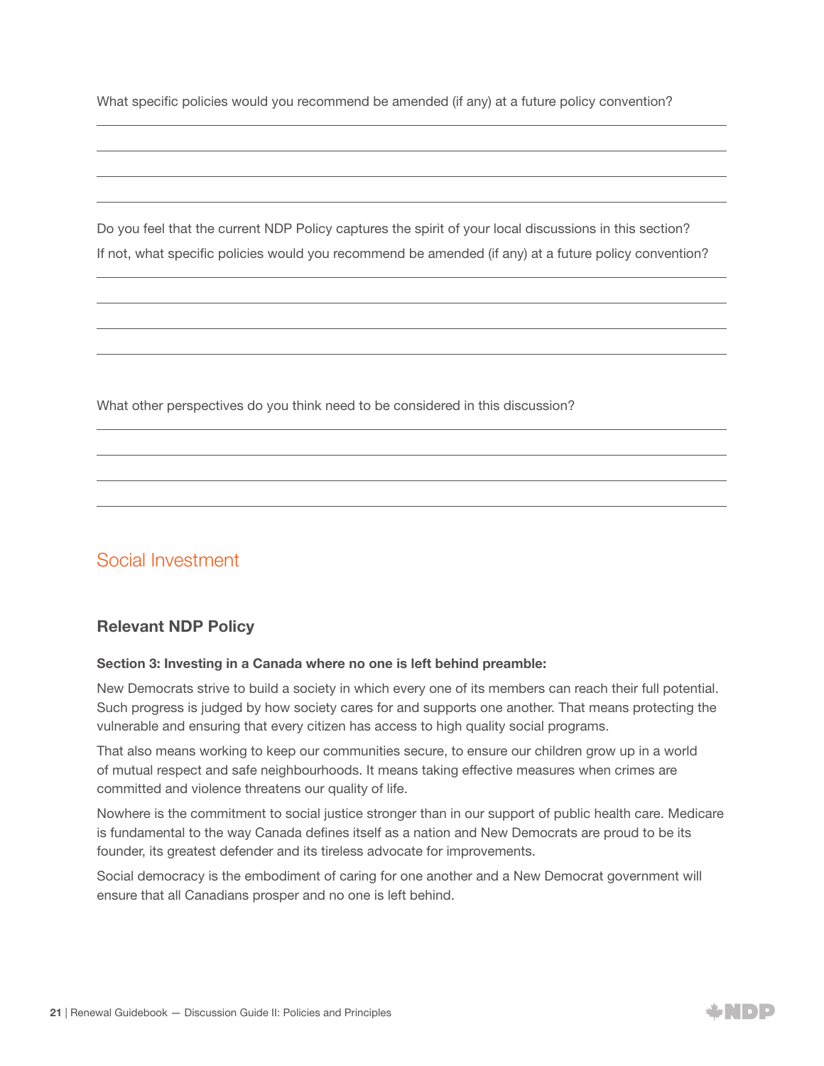What specific policies would you recommend be amended (if any) at a future policy convention?

Do you feel that the current NDP Policy captures the spirit of your local discussions in this section?
If not, what specific policies would you recommend be amended (if any) at a future policy convention?

What other perspectives do you think need to be considered in this discussion?

## Social Investment

### Relevant NDP Policy

**Section 3: Investing in a Canada where no one is left behind preamble:**

New Democrats strive to build a society in which every one of its members can reach their full potential. Such progress is judged by how society cares for and supports one another. That means protecting the vulnerable and ensuring that every citizen has access to high quality social programs.

That also means working to keep our communities secure, to ensure our children grow up in a world of mutual respect and safe neighbourhoods. It means taking effective measures when crimes are committed and violence threatens our quality of life.

Nowhere is the commitment to social justice stronger than in our support of public health care. Medicare is fundamental to the way Canada defines itself as a nation and New Democrats are proud to be its founder, its greatest defender and its tireless advocate for improvements.

Social democracy is the embodiment of caring for one another and a New Democrat government will ensure that all Canadians prosper and no one is left behind.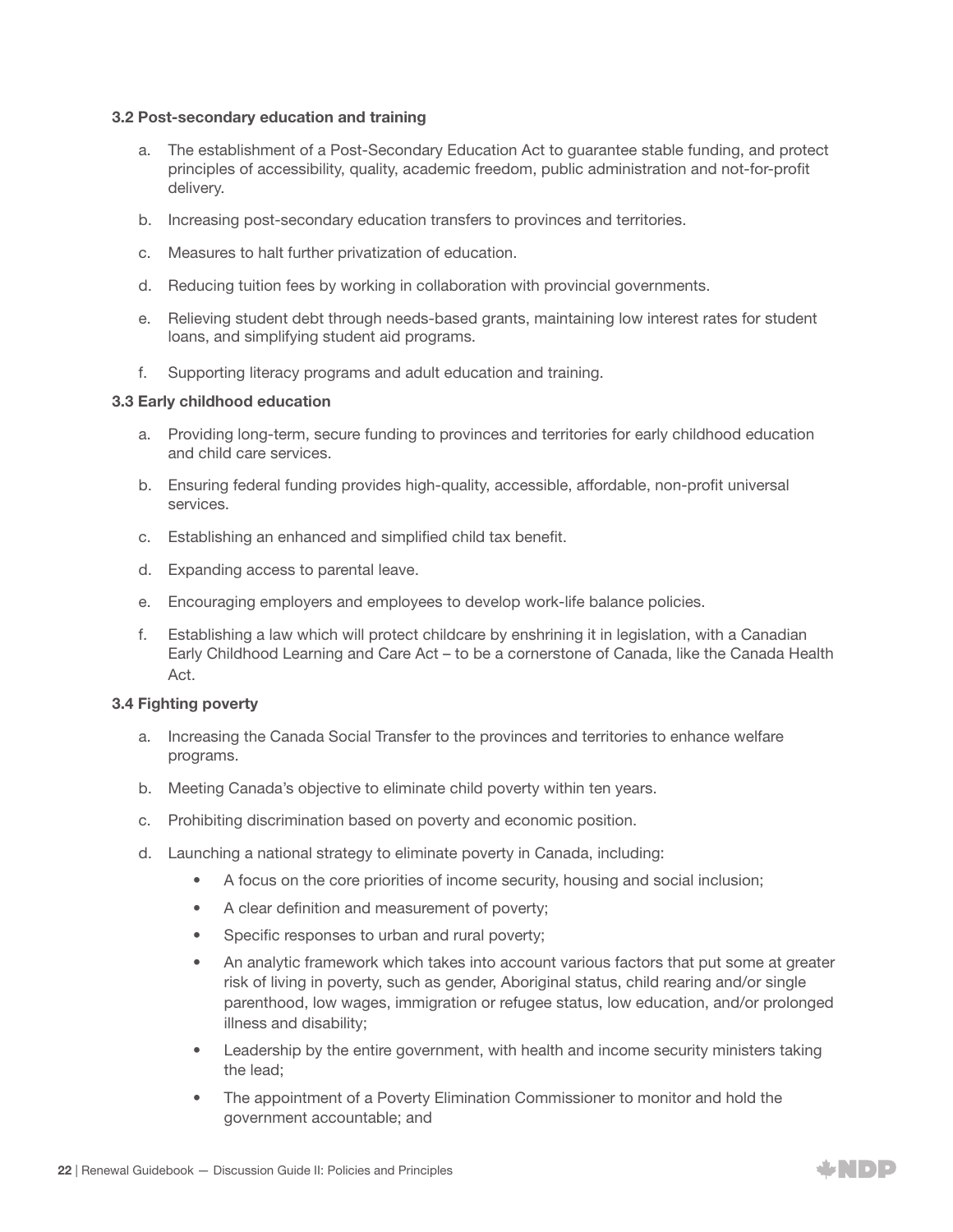### 3.2 Post-secondary education and training

a. The establishment of a Post-Secondary Education Act to guarantee stable funding, and protect principles of accessibility, quality, academic freedom, public administration and not-for-profit delivery.

b. Increasing post-secondary education transfers to provinces and territories.

c. Measures to halt further privatization of education.

d. Reducing tuition fees by working in collaboration with provincial governments.

e. Relieving student debt through needs-based grants, maintaining low interest rates for student loans, and simplifying student aid programs.

f. Supporting literacy programs and adult education and training.

### 3.3 Early childhood education

a. Providing long-term, secure funding to provinces and territories for early childhood education and child care services.

b. Ensuring federal funding provides high-quality, accessible, affordable, non-profit universal services.

c. Establishing an enhanced and simplified child tax benefit.

d. Expanding access to parental leave.

e. Encouraging employers and employees to develop work-life balance policies.

f. Establishing a law which will protect childcare by enshrining it in legislation, with a Canadian Early Childhood Learning and Care Act – to be a cornerstone of Canada, like the Canada Health Act.

### 3.4 Fighting poverty

a. Increasing the Canada Social Transfer to the provinces and territories to enhance welfare programs.

b. Meeting Canada's objective to eliminate child poverty within ten years.

c. Prohibiting discrimination based on poverty and economic position.

d. Launching a national strategy to eliminate poverty in Canada, including:

- A focus on the core priorities of income security, housing and social inclusion;
- A clear definition and measurement of poverty;
- Specific responses to urban and rural poverty;
- An analytic framework which takes into account various factors that put some at greater risk of living in poverty, such as gender, Aboriginal status, child rearing and/or single parenthood, low wages, immigration or refugee status, low education, and/or prolonged illness and disability;
- Leadership by the entire government, with health and income security ministers taking the lead;
- The appointment of a Poverty Elimination Commissioner to monitor and hold the government accountable; and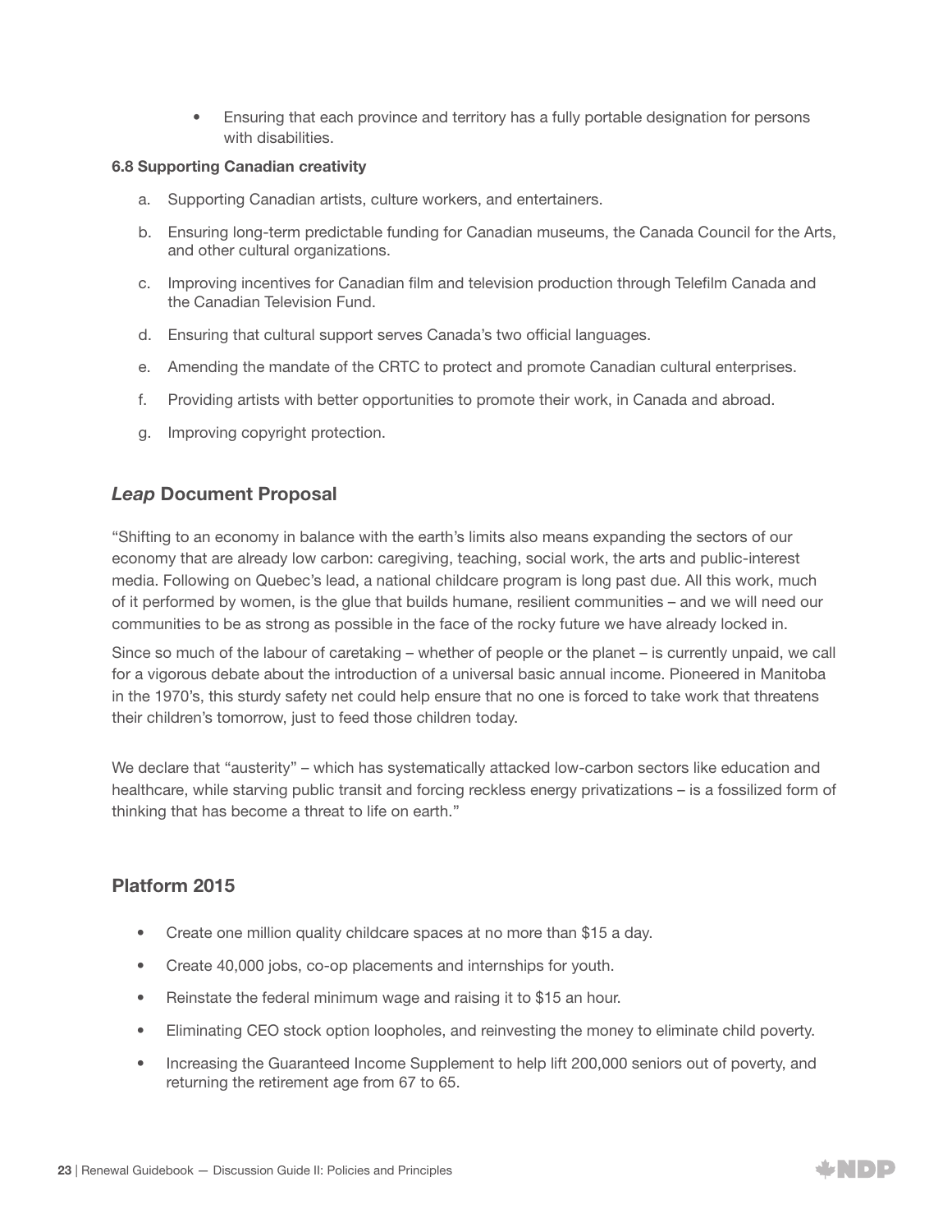- Ensuring that each province and territory has a fully portable designation for persons with disabilities.

**6.8 Supporting Canadian creativity**

a. Supporting Canadian artists, culture workers, and entertainers.

b. Ensuring long-term predictable funding for Canadian museums, the Canada Council for the Arts, and other cultural organizations.

c. Improving incentives for Canadian film and television production through Telefilm Canada and the Canadian Television Fund.

d. Ensuring that cultural support serves Canada's two official languages.

e. Amending the mandate of the CRTC to protect and promote Canadian cultural enterprises.

f. Providing artists with better opportunities to promote their work, in Canada and abroad.

g. Improving copyright protection.

## *Leap* Document Proposal

"Shifting to an economy in balance with the earth's limits also means expanding the sectors of our economy that are already low carbon: caregiving, teaching, social work, the arts and public-interest media. Following on Quebec's lead, a national childcare program is long past due. All this work, much of it performed by women, is the glue that builds humane, resilient communities – and we will need our communities to be as strong as possible in the face of the rocky future we have already locked in.

Since so much of the labour of caretaking – whether of people or the planet – is currently unpaid, we call for a vigorous debate about the introduction of a universal basic annual income. Pioneered in Manitoba in the 1970's, this sturdy safety net could help ensure that no one is forced to take work that threatens their children's tomorrow, just to feed those children today.

We declare that "austerity" – which has systematically attacked low-carbon sectors like education and healthcare, while starving public transit and forcing reckless energy privatizations – is a fossilized form of thinking that has become a threat to life on earth."

## Platform 2015

- Create one million quality childcare spaces at no more than $15 a day.
- Create 40,000 jobs, co-op placements and internships for youth.
- Reinstate the federal minimum wage and raising it to $15 an hour.
- Eliminating CEO stock option loopholes, and reinvesting the money to eliminate child poverty.
- Increasing the Guaranteed Income Supplement to help lift 200,000 seniors out of poverty, and returning the retirement age from 67 to 65.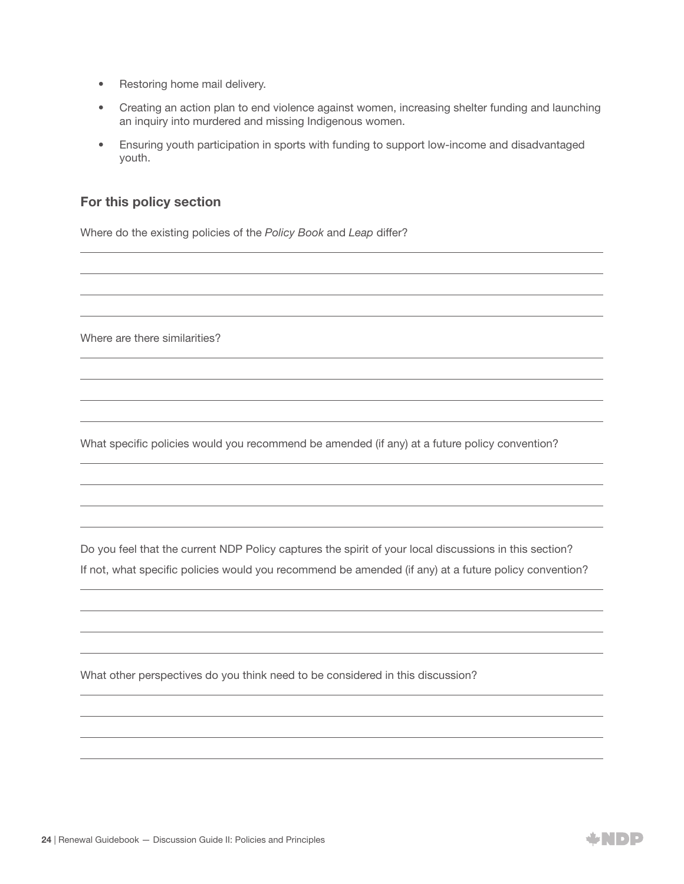- Restoring home mail delivery.
- Creating an action plan to end violence against women, increasing shelter funding and launching an inquiry into murdered and missing Indigenous women.
- Ensuring youth participation in sports with funding to support low-income and disadvantaged youth.

### For this policy section

Where do the existing policies of the *Policy Book* and *Leap* differ?

Where are there similarities?

What specific policies would you recommend be amended (if any) at a future policy convention?

Do you feel that the current NDP Policy captures the spirit of your local discussions in this section?
If not, what specific policies would you recommend be amended (if any) at a future policy convention?

What other perspectives do you think need to be considered in this discussion?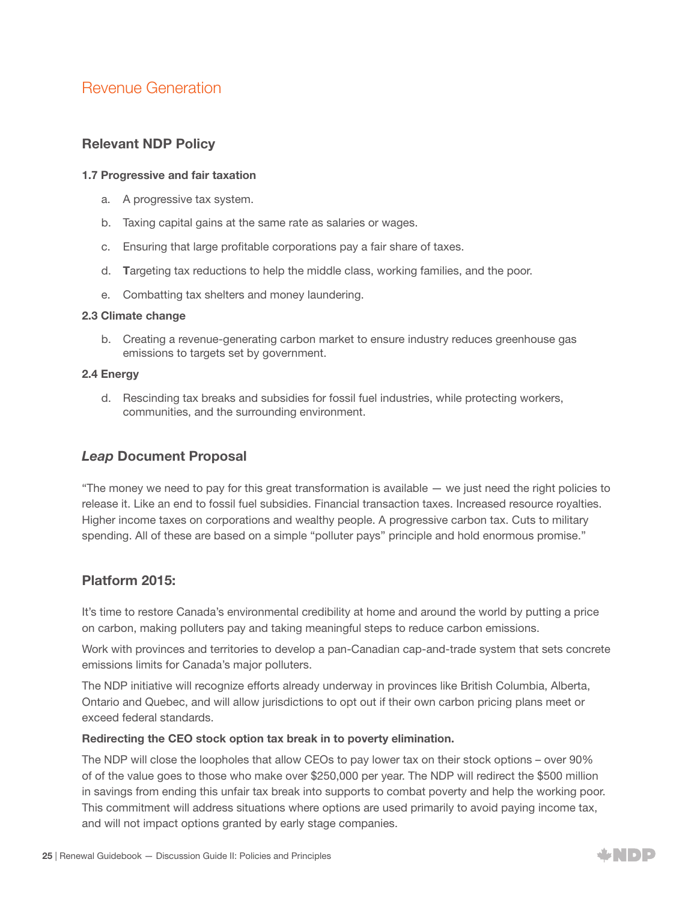# Revenue Generation

## Relevant NDP Policy

**1.7 Progressive and fair taxation**

a. A progressive tax system.

b. Taxing capital gains at the same rate as salaries or wages.

c. Ensuring that large profitable corporations pay a fair share of taxes.

d. **T**argeting tax reductions to help the middle class, working families, and the poor.

e. Combatting tax shelters and money laundering.

**2.3 Climate change**

b. Creating a revenue-generating carbon market to ensure industry reduces greenhouse gas emissions to targets set by government.

**2.4 Energy**

d. Rescinding tax breaks and subsidies for fossil fuel industries, while protecting workers, communities, and the surrounding environment.

## *Leap* Document Proposal

"The money we need to pay for this great transformation is available — we just need the right policies to release it. Like an end to fossil fuel subsidies. Financial transaction taxes. Increased resource royalties. Higher income taxes on corporations and wealthy people. A progressive carbon tax. Cuts to military spending. All of these are based on a simple "polluter pays" principle and hold enormous promise."

## Platform 2015:

It's time to restore Canada's environmental credibility at home and around the world by putting a price on carbon, making polluters pay and taking meaningful steps to reduce carbon emissions.

Work with provinces and territories to develop a pan-Canadian cap-and-trade system that sets concrete emissions limits for Canada's major polluters.

The NDP initiative will recognize efforts already underway in provinces like British Columbia, Alberta, Ontario and Quebec, and will allow jurisdictions to opt out if their own carbon pricing plans meet or exceed federal standards.

**Redirecting the CEO stock option tax break in to poverty elimination.**

The NDP will close the loopholes that allow CEOs to pay lower tax on their stock options – over 90% of of the value goes to those who make over $250,000 per year. The NDP will redirect the $500 million in savings from ending this unfair tax break into supports to combat poverty and help the working poor. This commitment will address situations where options are used primarily to avoid paying income tax, and will not impact options granted by early stage companies.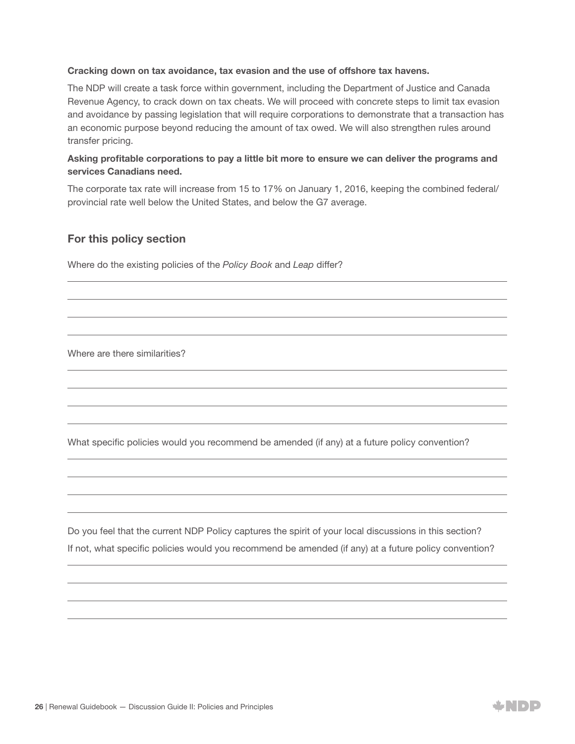**Cracking down on tax avoidance, tax evasion and the use of offshore tax havens.**

The NDP will create a task force within government, including the Department of Justice and Canada Revenue Agency, to crack down on tax cheats. We will proceed with concrete steps to limit tax evasion and avoidance by passing legislation that will require corporations to demonstrate that a transaction has an economic purpose beyond reducing the amount of tax owed. We will also strengthen rules around transfer pricing.

**Asking profitable corporations to pay a little bit more to ensure we can deliver the programs and services Canadians need.**

The corporate tax rate will increase from 15 to 17% on January 1, 2016, keeping the combined federal/provincial rate well below the United States, and below the G7 average.

## For this policy section

Where do the existing policies of the *Policy Book* and *Leap* differ?

Where are there similarities?

What specific policies would you recommend be amended (if any) at a future policy convention?

Do you feel that the current NDP Policy captures the spirit of your local discussions in this section? If not, what specific policies would you recommend be amended (if any) at a future policy convention?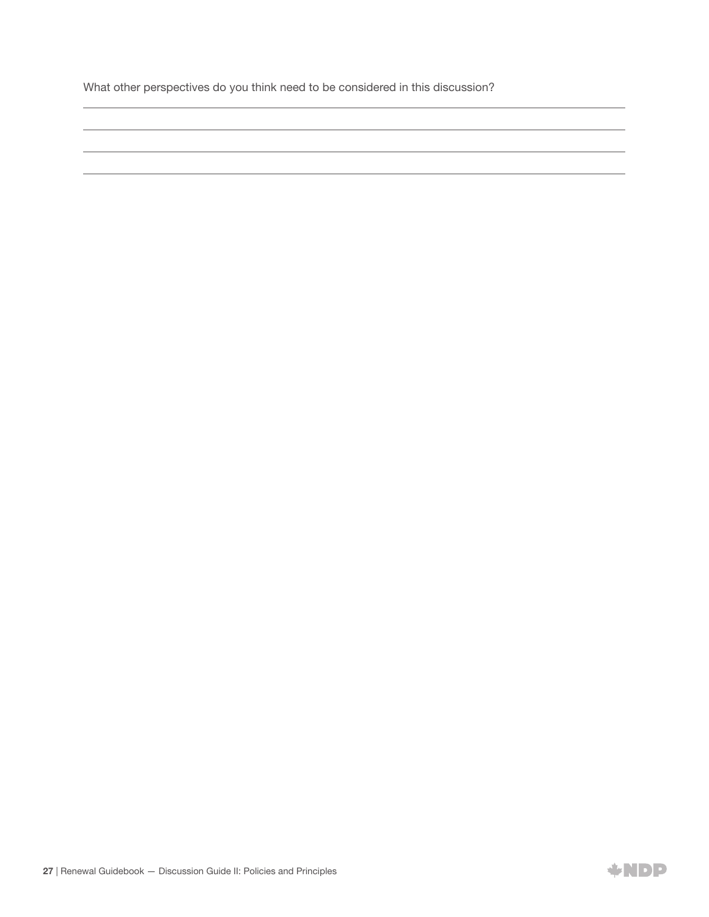What other perspectives do you think need to be considered in this discussion?